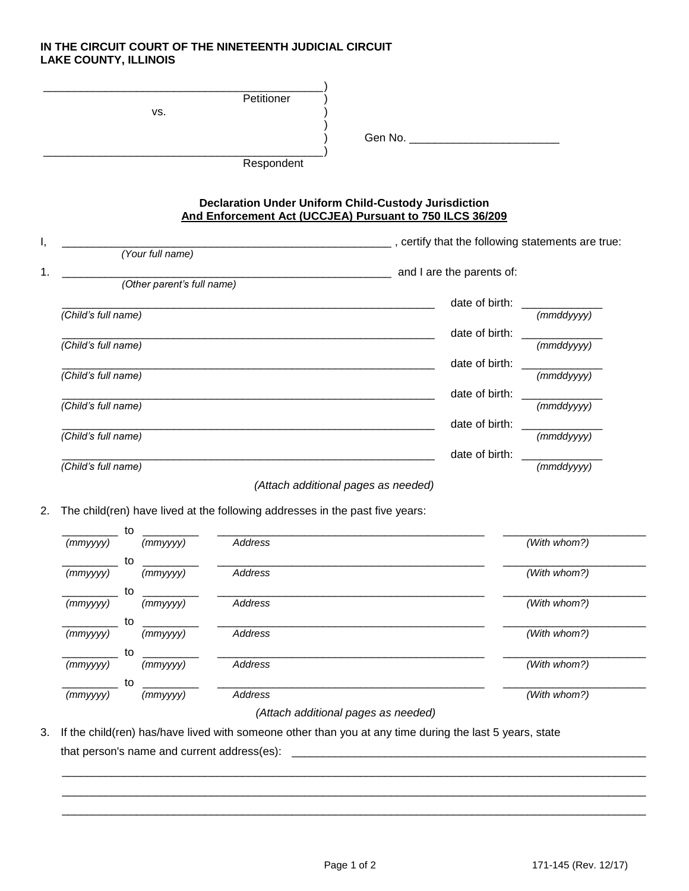**IN THE CIRCUIT COURT OF THE NINETEENTH JUDICIAL CIRCUIT**
**LAKE COUNTY, ILLINOIS**

_____________________________________________)
Petitioner )
vs. )
)
) Gen No. _______________________
_____________________________________________)
Respondent

**Declaration Under Uniform Child-Custody Jurisdiction**
**And Enforcement Act (UCCJEA) Pursuant to 750 ILCS 36/209**

I, ____________________________________________________ , certify that the following statements are true:
*(Your full name)*

1. ____________________________________________________ and I are the parents of:
*(Other parent's full name)*

| *(Child's full name)* | date of birth: *(mmddyyyy)* |
|---|---|
| ____________________________________________________ | ____________ |
| ____________________________________________________ | ____________ |
| ____________________________________________________ | ____________ |
| ____________________________________________________ | ____________ |
| ____________________________________________________ | ____________ |
| ____________________________________________________ | ____________ |

*(Attach additional pages as needed)*

2. The child(ren) have lived at the following addresses in the past five years:

| *(mmyyyy)* | to | *(mmyyyy)* | *Address* | *(With whom?)* |
|---|---|---|---|---|
| ________ | to | ________ | ________________________________________ | ____________________ |
| ________ | to | ________ | ________________________________________ | ____________________ |
| ________ | to | ________ | ________________________________________ | ____________________ |
| ________ | to | ________ | ________________________________________ | ____________________ |
| ________ | to | ________ | ________________________________________ | ____________________ |
| ________ | to | ________ | ________________________________________ | ____________________ |

*(Attach additional pages as needed)*

3. If the child(ren) has/have lived with someone other than you at any time during the last 5 years, state that person's name and current address(es): ______________________________________________________

________________________________________________________________________________________

________________________________________________________________________________________

________________________________________________________________________________________

171-145 (Rev. 12/17)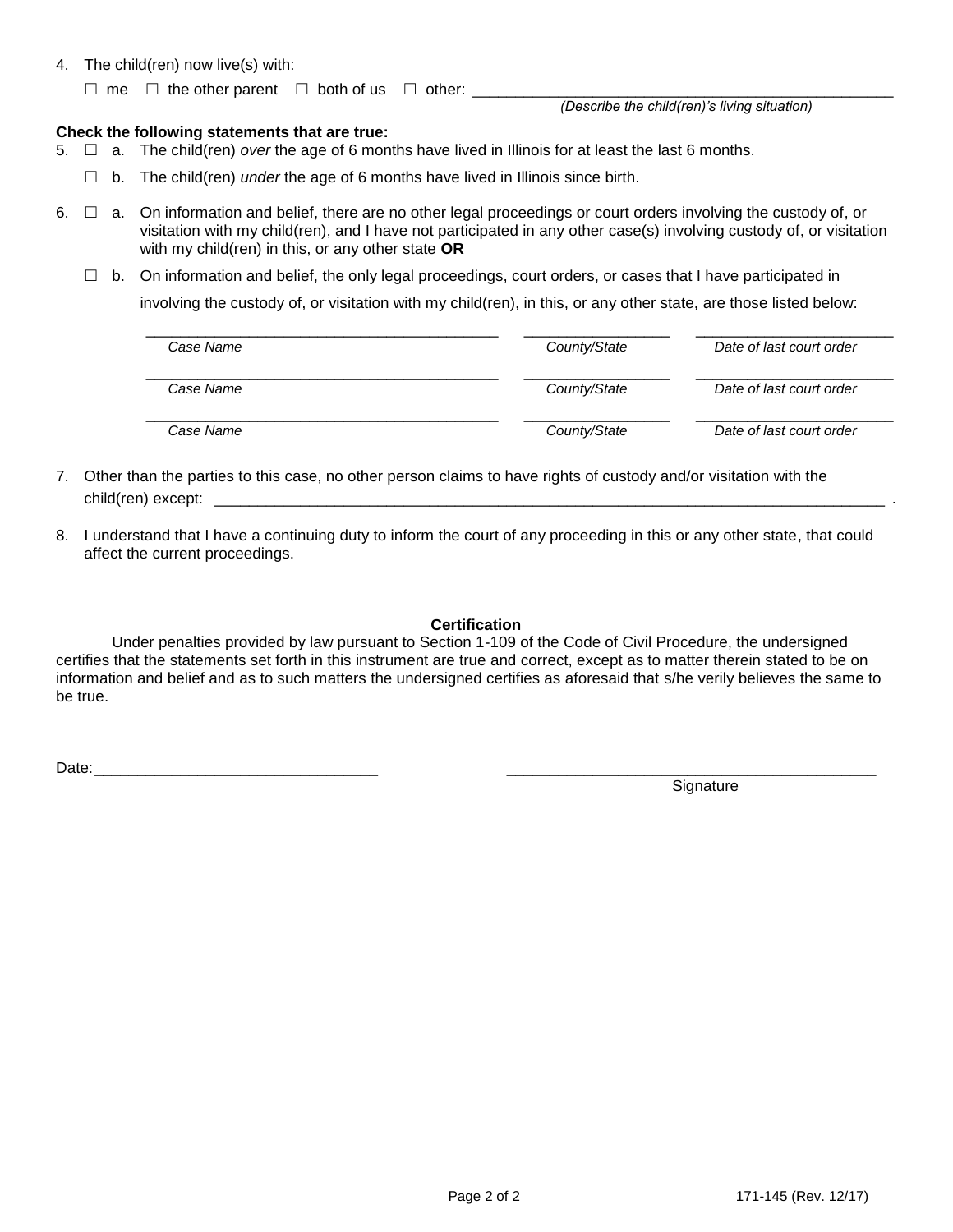4. The child(ren) now live(s) with:

   ☐ me ☐ the other parent ☐ both of us ☐ other: ______________________________________________
   *(Describe the child(ren)'s living situation)*

**Check the following statements that are true:**

5. ☐ a. The child(ren) *over* the age of 6 months have lived in Illinois for at least the last 6 months.

   ☐ b. The child(ren) *under* the age of 6 months have lived in Illinois since birth.

6. ☐ a. On information and belief, there are no other legal proceedings or court orders involving the custody of, or visitation with my child(ren), and I have not participated in any other case(s) involving custody of, or visitation with my child(ren) in this, or any other state **OR**

   ☐ b. On information and belief, the only legal proceedings, court orders, or cases that I have participated in involving the custody of, or visitation with my child(ren), in this, or any other state, are those listed below:

| Case Name | County/State | Date of last court order |
|---|---|---|
| | | |
| | | |
| | | |

7. Other than the parties to this case, no other person claims to have rights of custody and/or visitation with the child(ren) except: ______________________________________________ .

8. I understand that I have a continuing duty to inform the court of any proceeding in this or any other state, that could affect the current proceedings.

**Certification**

Under penalties provided by law pursuant to Section 1-109 of the Code of Civil Procedure, the undersigned certifies that the statements set forth in this instrument are true and correct, except as to matter therein stated to be on information and belief and as to such matters the undersigned certifies as aforesaid that s/he verily believes the same to be true.

Date:______________________________ ______________________________
Signature

171-145 (Rev. 12/17)